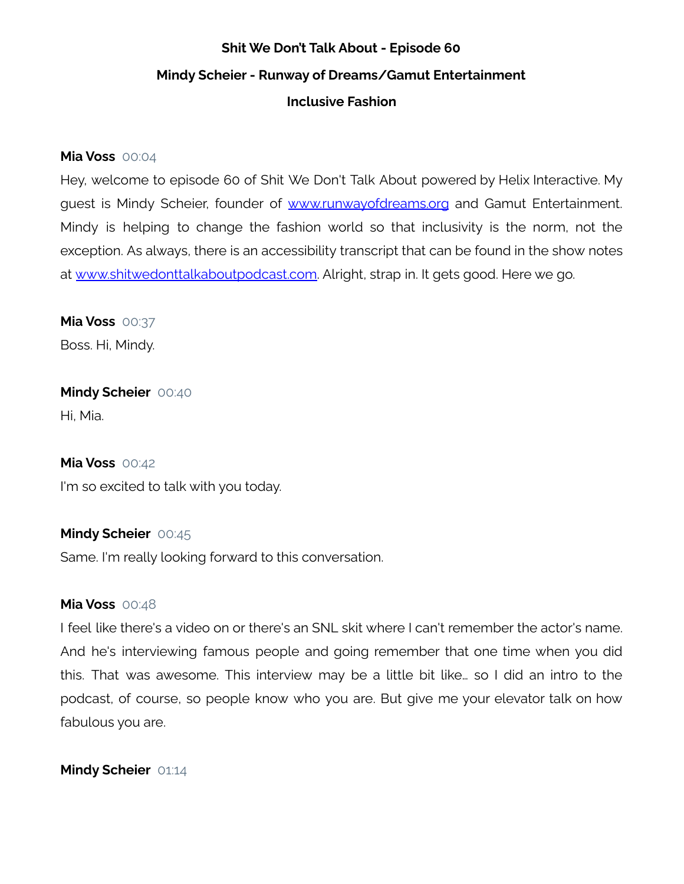**Shit We Don't Talk About - Episode 60**

**Mindy Scheier - Runway of Dreams/Gamut Entertainment**

**Inclusive Fashion**

**Mia Voss** 00:04

Hey, welcome to episode 60 of Shit We Don't Talk About powered by Helix Interactive. My guest is Mindy Scheier, founder of [www.runwayofdreams.org](http://www.runwayofdreams.org) and Gamut Entertainment. Mindy is helping to change the fashion world so that inclusivity is the norm, not the exception. As always, there is an accessibility transcript that can be found in the show notes at [www.shitwedonttalkaboutpodcast.com](http://www.shitwedonttalkaboutpodcast.com). Alright, strap in. It gets good. Here we go.

**Mia Voss** 00:37

Boss. Hi, Mindy.

**Mindy Scheier** 00:40

Hi, Mia.

**Mia Voss** 00:42

I'm so excited to talk with you today.

**Mindy Scheier** 00:45

Same. I'm really looking forward to this conversation.

**Mia Voss** 00:48

I feel like there's a video on or there's an SNL skit where I can't remember the actor's name. And he's interviewing famous people and going remember that one time when you did this. That was awesome. This interview may be a little bit like… so I did an intro to the podcast, of course, so people know who you are. But give me your elevator talk on how fabulous you are.

**Mindy Scheier** 01:14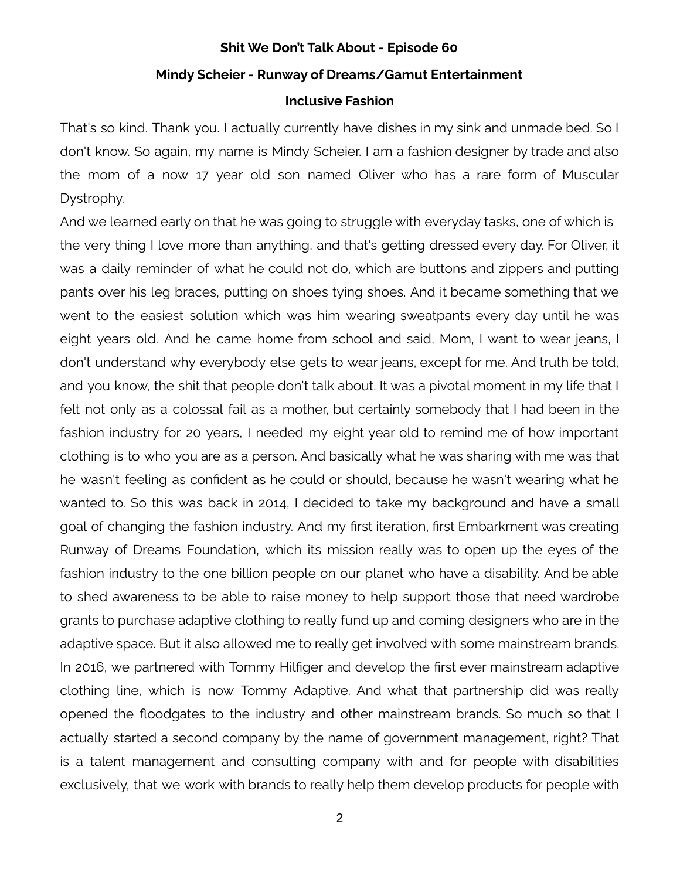**Shit We Don't Talk About - Episode 60**

**Mindy Scheier - Runway of Dreams/Gamut Entertainment**

**Inclusive Fashion**

That's so kind. Thank you. I actually currently have dishes in my sink and unmade bed. So I don't know. So again, my name is Mindy Scheier. I am a fashion designer by trade and also the mom of a now 17 year old son named Oliver who has a rare form of Muscular Dystrophy.

And we learned early on that he was going to struggle with everyday tasks, one of which is the very thing I love more than anything, and that's getting dressed every day. For Oliver, it was a daily reminder of what he could not do, which are buttons and zippers and putting pants over his leg braces, putting on shoes tying shoes. And it became something that we went to the easiest solution which was him wearing sweatpants every day until he was eight years old. And he came home from school and said, Mom, I want to wear jeans, I don't understand why everybody else gets to wear jeans, except for me. And truth be told, and you know, the shit that people don't talk about. It was a pivotal moment in my life that I felt not only as a colossal fail as a mother, but certainly somebody that I had been in the fashion industry for 20 years, I needed my eight year old to remind me of how important clothing is to who you are as a person. And basically what he was sharing with me was that he wasn't feeling as confident as he could or should, because he wasn't wearing what he wanted to. So this was back in 2014, I decided to take my background and have a small goal of changing the fashion industry. And my first iteration, first Embarkment was creating Runway of Dreams Foundation, which its mission really was to open up the eyes of the fashion industry to the one billion people on our planet who have a disability. And be able to shed awareness to be able to raise money to help support those that need wardrobe grants to purchase adaptive clothing to really fund up and coming designers who are in the adaptive space. But it also allowed me to really get involved with some mainstream brands. In 2016, we partnered with Tommy Hilfiger and develop the first ever mainstream adaptive clothing line, which is now Tommy Adaptive. And what that partnership did was really opened the floodgates to the industry and other mainstream brands. So much so that I actually started a second company by the name of government management, right? That is a talent management and consulting company with and for people with disabilities exclusively, that we work with brands to really help them develop products for people with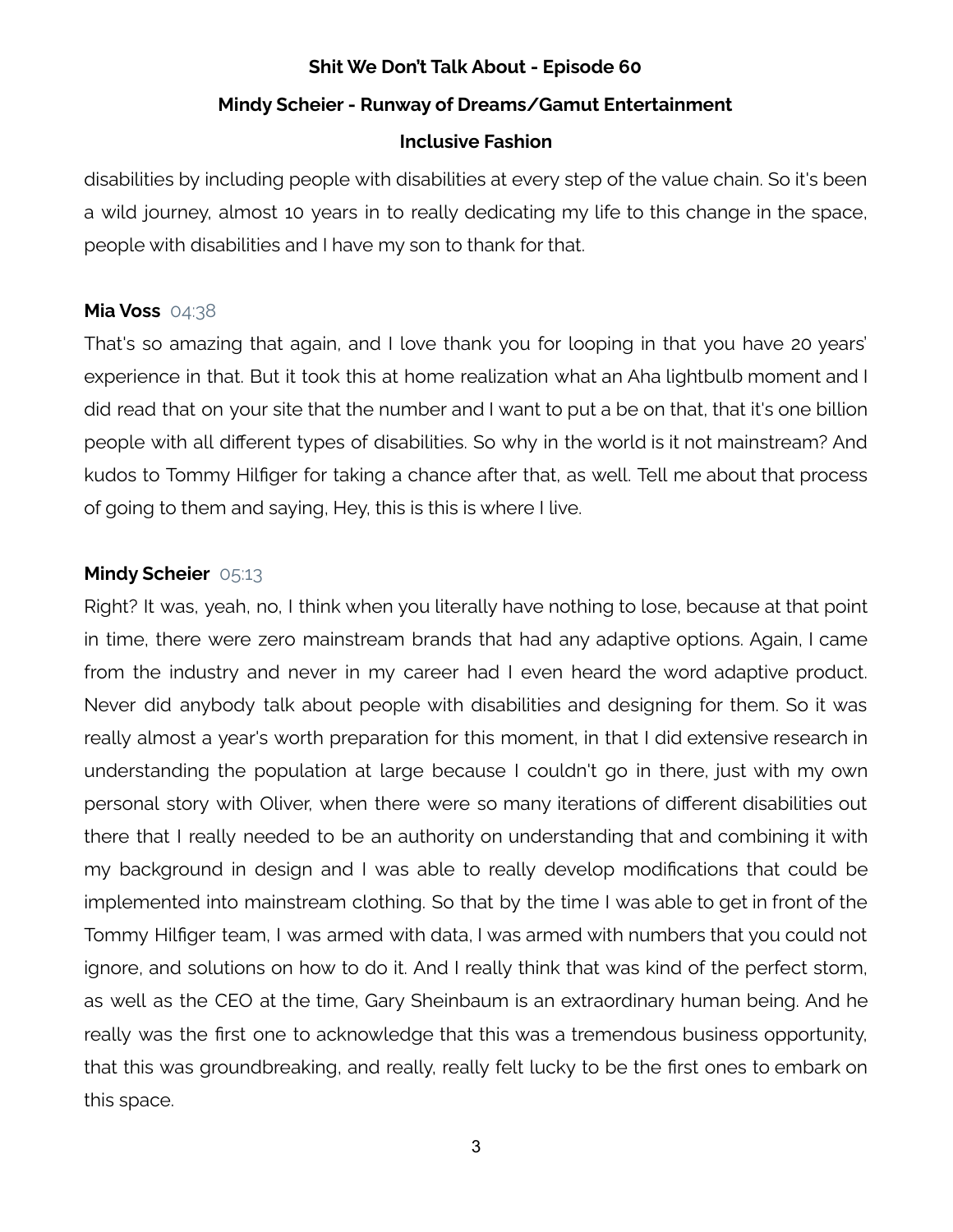disabilities by including people with disabilities at every step of the value chain. So it's been a wild journey, almost 10 years in to really dedicating my life to this change in the space, people with disabilities and I have my son to thank for that.

**Mia Voss** 04:38

That's so amazing that again, and I love thank you for looping in that you have 20 years' experience in that. But it took this at home realization what an Aha lightbulb moment and I did read that on your site that the number and I want to put a be on that, that it's one billion people with all different types of disabilities. So why in the world is it not mainstream? And kudos to Tommy Hilfiger for taking a chance after that, as well. Tell me about that process of going to them and saying, Hey, this is this is where I live.

**Mindy Scheier** 05:13

Right? It was, yeah, no, I think when you literally have nothing to lose, because at that point in time, there were zero mainstream brands that had any adaptive options. Again, I came from the industry and never in my career had I even heard the word adaptive product. Never did anybody talk about people with disabilities and designing for them. So it was really almost a year's worth preparation for this moment, in that I did extensive research in understanding the population at large because I couldn't go in there, just with my own personal story with Oliver, when there were so many iterations of different disabilities out there that I really needed to be an authority on understanding that and combining it with my background in design and I was able to really develop modifications that could be implemented into mainstream clothing. So that by the time I was able to get in front of the Tommy Hilfiger team, I was armed with data, I was armed with numbers that you could not ignore, and solutions on how to do it. And I really think that was kind of the perfect storm, as well as the CEO at the time, Gary Sheinbaum is an extraordinary human being. And he really was the first one to acknowledge that this was a tremendous business opportunity, that this was groundbreaking, and really, really felt lucky to be the first ones to embark on this space.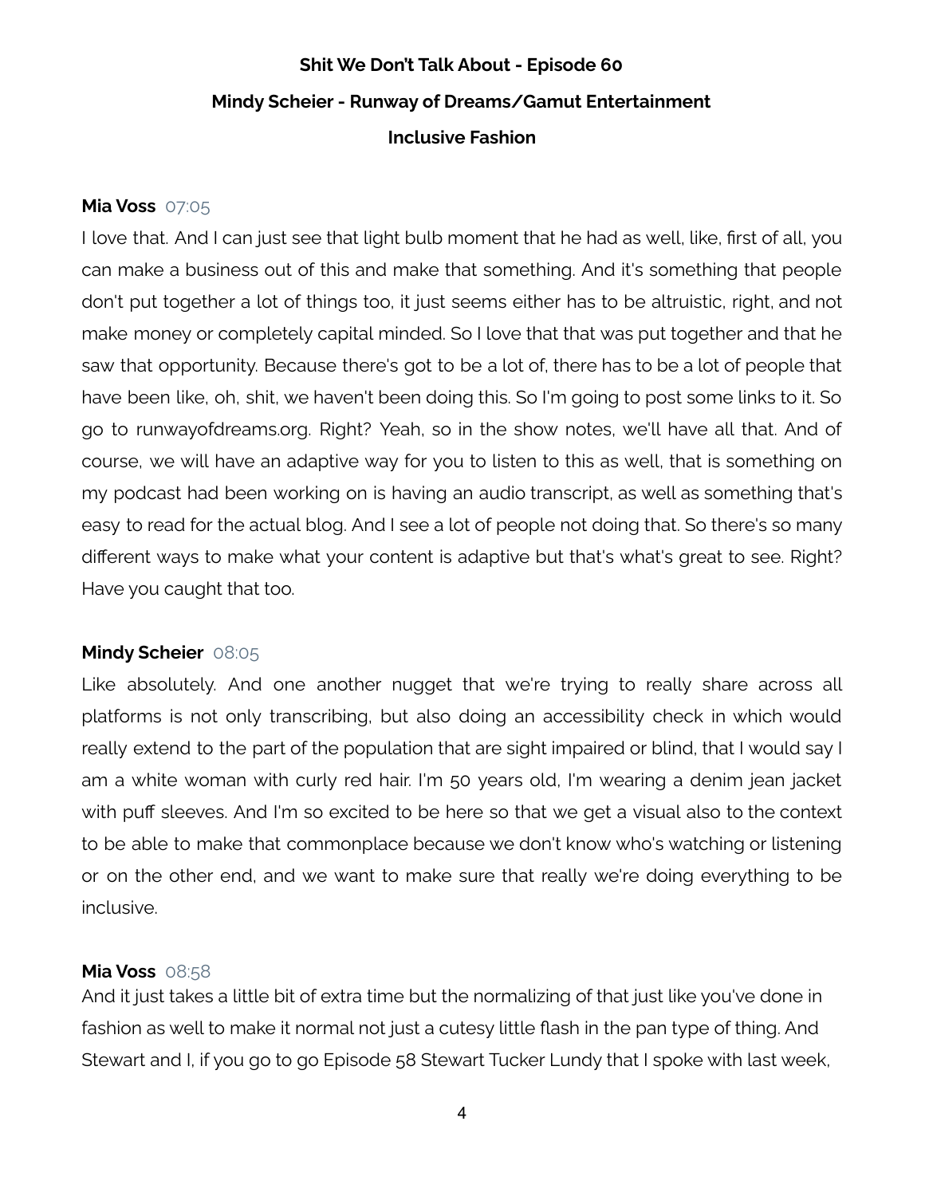**Mia Voss** 07:05

I love that. And I can just see that light bulb moment that he had as well, like, first of all, you can make a business out of this and make that something. And it's something that people don't put together a lot of things too, it just seems either has to be altruistic, right, and not make money or completely capital minded. So I love that that was put together and that he saw that opportunity. Because there's got to be a lot of, there has to be a lot of people that have been like, oh, shit, we haven't been doing this. So I'm going to post some links to it. So go to runwayofdreams.org. Right? Yeah, so in the show notes, we'll have all that. And of course, we will have an adaptive way for you to listen to this as well, that is something on my podcast had been working on is having an audio transcript, as well as something that's easy to read for the actual blog. And I see a lot of people not doing that. So there's so many different ways to make what your content is adaptive but that's what's great to see. Right? Have you caught that too.

**Mindy Scheier** 08:05

Like absolutely. And one another nugget that we're trying to really share across all platforms is not only transcribing, but also doing an accessibility check in which would really extend to the part of the population that are sight impaired or blind, that I would say I am a white woman with curly red hair. I'm 50 years old, I'm wearing a denim jean jacket with puff sleeves. And I'm so excited to be here so that we get a visual also to the context to be able to make that commonplace because we don't know who's watching or listening or on the other end, and we want to make sure that really we're doing everything to be inclusive.

**Mia Voss** 08:58

And it just takes a little bit of extra time but the normalizing of that just like you've done in fashion as well to make it normal not just a cutesy little flash in the pan type of thing. And Stewart and I, if you go to go Episode 58 Stewart Tucker Lundy that I spoke with last week,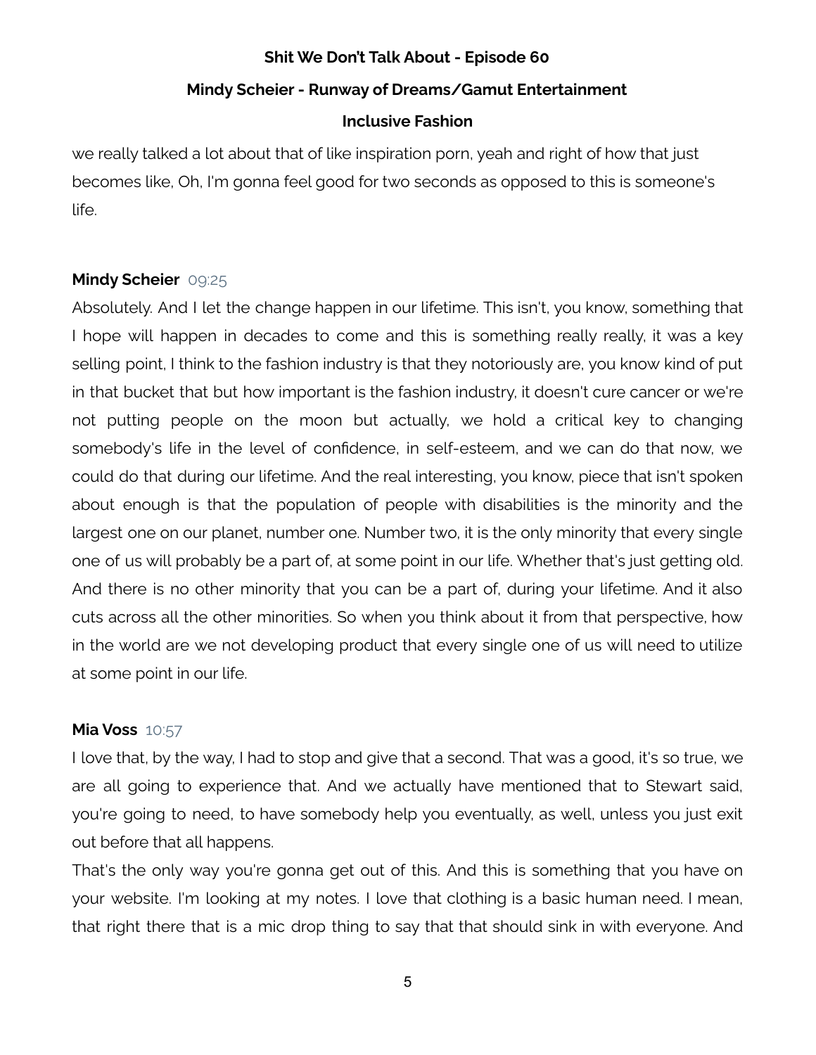we really talked a lot about that of like inspiration porn, yeah and right of how that just becomes like, Oh, I'm gonna feel good for two seconds as opposed to this is someone's life.

**Mindy Scheier** 09:25

Absolutely. And I let the change happen in our lifetime. This isn't, you know, something that I hope will happen in decades to come and this is something really really, it was a key selling point, I think to the fashion industry is that they notoriously are, you know kind of put in that bucket that but how important is the fashion industry, it doesn't cure cancer or we're not putting people on the moon but actually, we hold a critical key to changing somebody's life in the level of confidence, in self-esteem, and we can do that now, we could do that during our lifetime. And the real interesting, you know, piece that isn't spoken about enough is that the population of people with disabilities is the minority and the largest one on our planet, number one. Number two, it is the only minority that every single one of us will probably be a part of, at some point in our life. Whether that's just getting old. And there is no other minority that you can be a part of, during your lifetime. And it also cuts across all the other minorities. So when you think about it from that perspective, how in the world are we not developing product that every single one of us will need to utilize at some point in our life.

**Mia Voss** 10:57

I love that, by the way, I had to stop and give that a second. That was a good, it's so true, we are all going to experience that. And we actually have mentioned that to Stewart said, you're going to need, to have somebody help you eventually, as well, unless you just exit out before that all happens.

That's the only way you're gonna get out of this. And this is something that you have on your website. I'm looking at my notes. I love that clothing is a basic human need. I mean, that right there that is a mic drop thing to say that that should sink in with everyone. And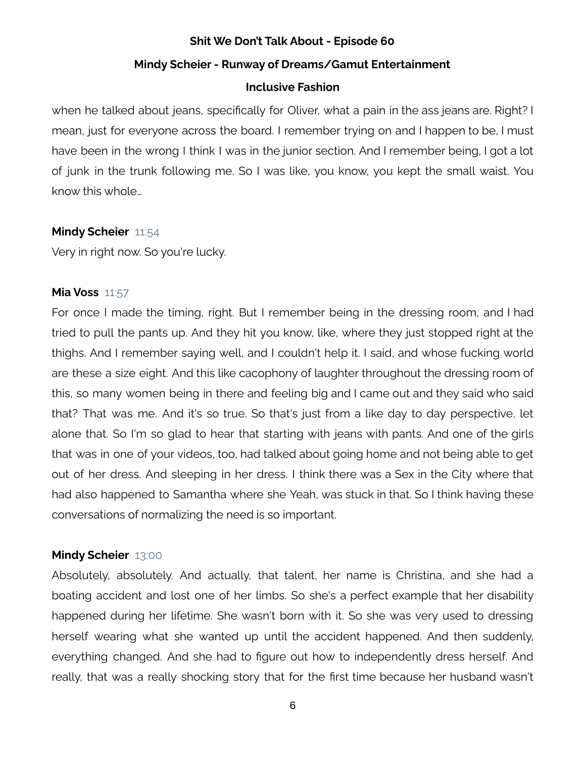when he talked about jeans, specifically for Oliver, what a pain in the ass jeans are. Right? I mean, just for everyone across the board. I remember trying on and I happen to be, I must have been in the wrong I think I was in the junior section. And I remember being, I got a lot of junk in the trunk following me. So I was like, you know, you kept the small waist. You know this whole…

**Mindy Scheier** 11:54

Very in right now. So you're lucky.

**Mia Voss** 11:57

For once I made the timing, right. But I remember being in the dressing room, and I had tried to pull the pants up. And they hit you know, like, where they just stopped right at the thighs. And I remember saying well, and I couldn't help it. I said, and whose fucking world are these a size eight. And this like cacophony of laughter throughout the dressing room of this, so many women being in there and feeling big and I came out and they said who said that? That was me. And it's so true. So that's just from a like day to day perspective, let alone that. So I'm so glad to hear that starting with jeans with pants. And one of the girls that was in one of your videos, too, had talked about going home and not being able to get out of her dress. And sleeping in her dress. I think there was a Sex in the City where that had also happened to Samantha where she Yeah, was stuck in that. So I think having these conversations of normalizing the need is so important.

**Mindy Scheier** 13:00

Absolutely, absolutely. And actually, that talent, her name is Christina, and she had a boating accident and lost one of her limbs. So she's a perfect example that her disability happened during her lifetime. She wasn't born with it. So she was very used to dressing herself wearing what she wanted up until the accident happened. And then suddenly, everything changed. And she had to figure out how to independently dress herself. And really, that was a really shocking story that for the first time because her husband wasn't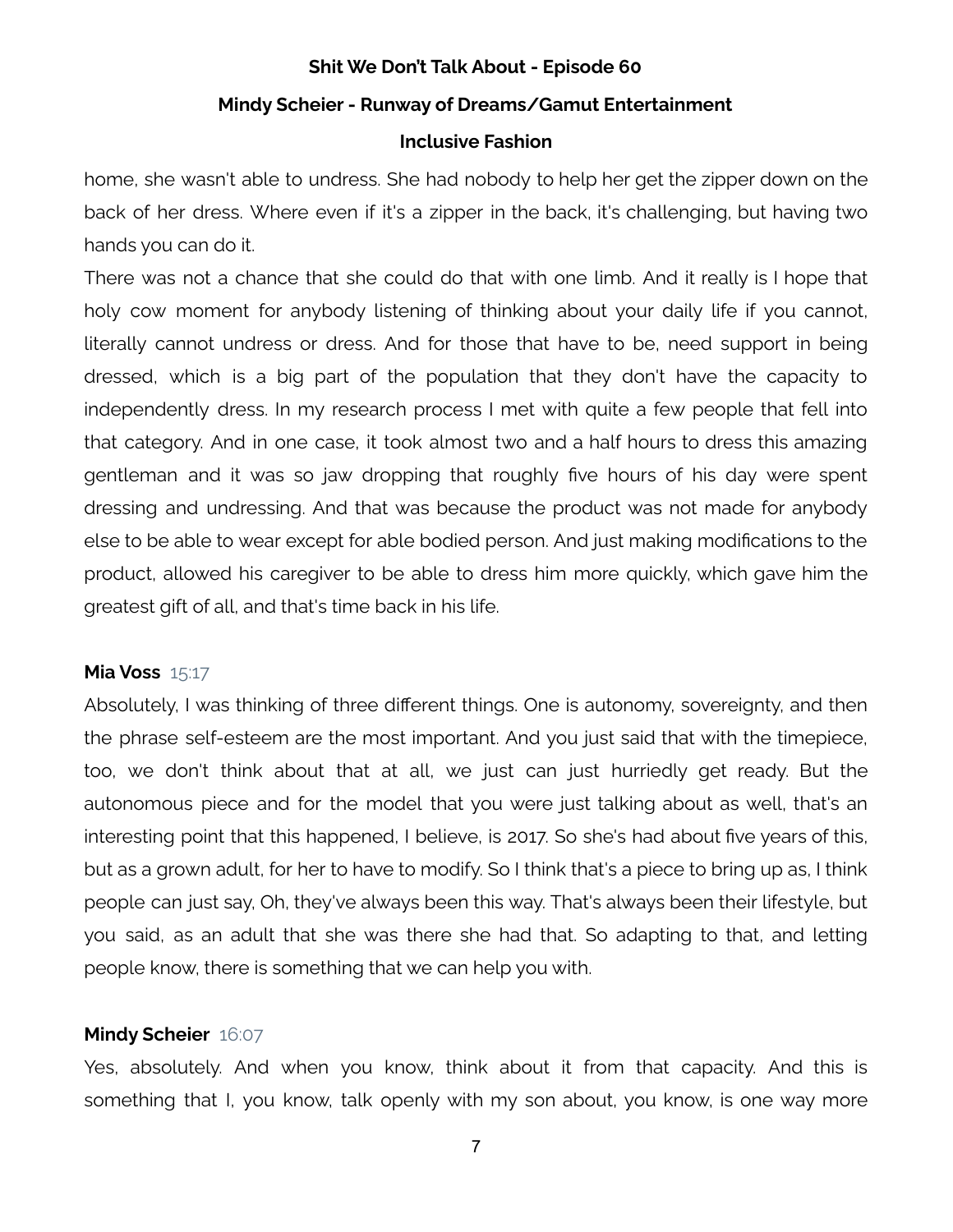home, she wasn't able to undress. She had nobody to help her get the zipper down on the back of her dress. Where even if it's a zipper in the back, it's challenging, but having two hands you can do it.

There was not a chance that she could do that with one limb. And it really is I hope that holy cow moment for anybody listening of thinking about your daily life if you cannot, literally cannot undress or dress. And for those that have to be, need support in being dressed, which is a big part of the population that they don't have the capacity to independently dress. In my research process I met with quite a few people that fell into that category. And in one case, it took almost two and a half hours to dress this amazing gentleman and it was so jaw dropping that roughly five hours of his day were spent dressing and undressing. And that was because the product was not made for anybody else to be able to wear except for able bodied person. And just making modifications to the product, allowed his caregiver to be able to dress him more quickly, which gave him the greatest gift of all, and that's time back in his life.

**Mia Voss** 15:17

Absolutely, I was thinking of three different things. One is autonomy, sovereignty, and then the phrase self-esteem are the most important. And you just said that with the timepiece, too, we don't think about that at all, we just can just hurriedly get ready. But the autonomous piece and for the model that you were just talking about as well, that's an interesting point that this happened, I believe, is 2017. So she's had about five years of this, but as a grown adult, for her to have to modify. So I think that's a piece to bring up as, I think people can just say, Oh, they've always been this way. That's always been their lifestyle, but you said, as an adult that she was there she had that. So adapting to that, and letting people know, there is something that we can help you with.

**Mindy Scheier** 16:07

Yes, absolutely. And when you know, think about it from that capacity. And this is something that I, you know, talk openly with my son about, you know, is one way more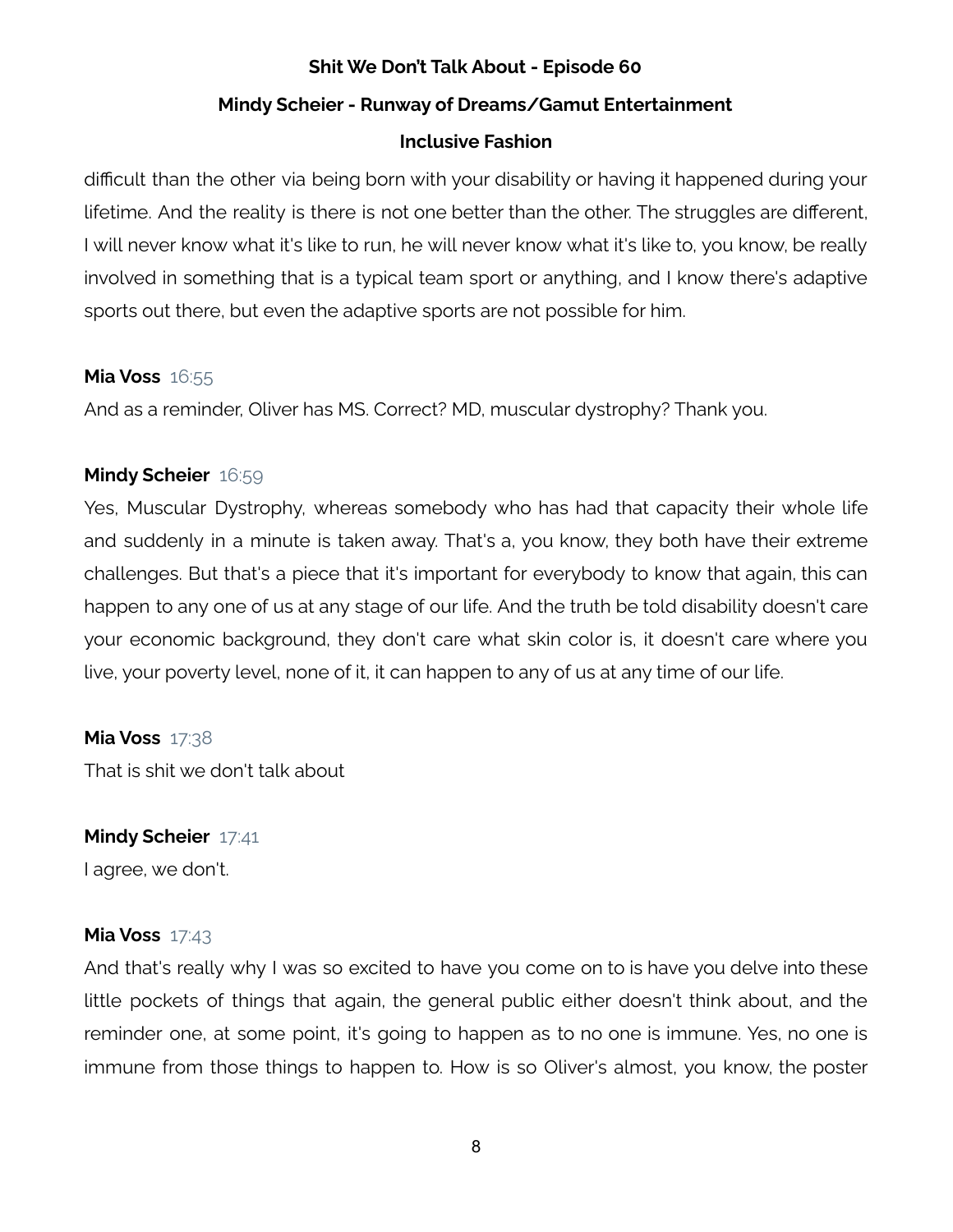difficult than the other via being born with your disability or having it happened during your lifetime. And the reality is there is not one better than the other. The struggles are different, I will never know what it's like to run, he will never know what it's like to, you know, be really involved in something that is a typical team sport or anything, and I know there's adaptive sports out there, but even the adaptive sports are not possible for him.

**Mia Voss** 16:55

And as a reminder, Oliver has MS. Correct? MD, muscular dystrophy? Thank you.

**Mindy Scheier** 16:59

Yes, Muscular Dystrophy, whereas somebody who has had that capacity their whole life and suddenly in a minute is taken away. That's a, you know, they both have their extreme challenges. But that's a piece that it's important for everybody to know that again, this can happen to any one of us at any stage of our life. And the truth be told disability doesn't care your economic background, they don't care what skin color is, it doesn't care where you live, your poverty level, none of it, it can happen to any of us at any time of our life.

**Mia Voss** 17:38

That is shit we don't talk about

**Mindy Scheier** 17:41

I agree, we don't.

**Mia Voss** 17:43

And that's really why I was so excited to have you come on to is have you delve into these little pockets of things that again, the general public either doesn't think about, and the reminder one, at some point, it's going to happen as to no one is immune. Yes, no one is immune from those things to happen to. How is so Oliver's almost, you know, the poster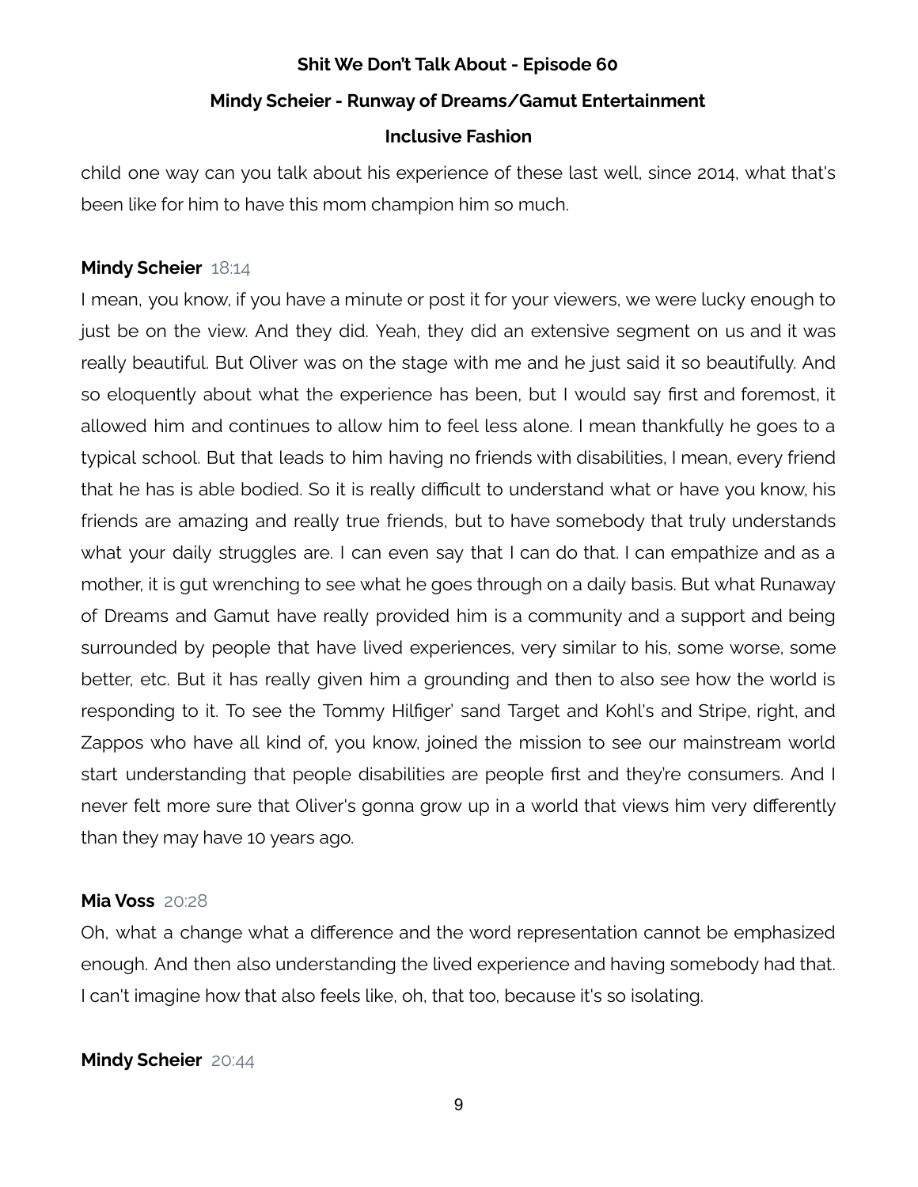child one way can you talk about his experience of these last well, since 2014, what that's been like for him to have this mom champion him so much.

**Mindy Scheier** 18:14

I mean, you know, if you have a minute or post it for your viewers, we were lucky enough to just be on the view. And they did. Yeah, they did an extensive segment on us and it was really beautiful. But Oliver was on the stage with me and he just said it so beautifully. And so eloquently about what the experience has been, but I would say first and foremost, it allowed him and continues to allow him to feel less alone. I mean thankfully he goes to a typical school. But that leads to him having no friends with disabilities, I mean, every friend that he has is able bodied. So it is really difficult to understand what or have you know, his friends are amazing and really true friends, but to have somebody that truly understands what your daily struggles are. I can even say that I can do that. I can empathize and as a mother, it is gut wrenching to see what he goes through on a daily basis. But what Runaway of Dreams and Gamut have really provided him is a community and a support and being surrounded by people that have lived experiences, very similar to his, some worse, some better, etc. But it has really given him a grounding and then to also see how the world is responding to it. To see the Tommy Hilfiger' sand Target and Kohl's and Stripe, right, and Zappos who have all kind of, you know, joined the mission to see our mainstream world start understanding that people disabilities are people first and they're consumers. And I never felt more sure that Oliver's gonna grow up in a world that views him very differently than they may have 10 years ago.

**Mia Voss** 20:28

Oh, what a change what a difference and the word representation cannot be emphasized enough. And then also understanding the lived experience and having somebody had that. I can't imagine how that also feels like, oh, that too, because it's so isolating.

**Mindy Scheier** 20:44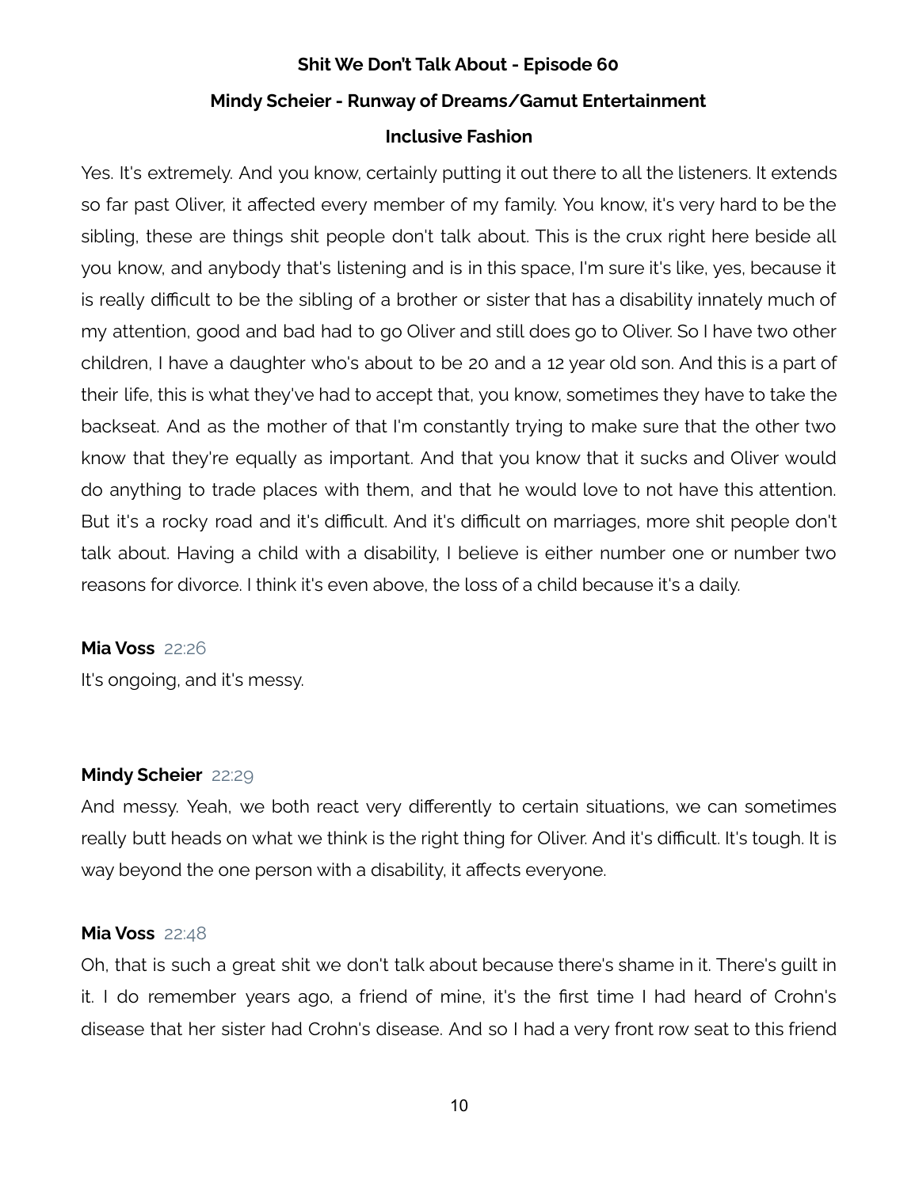Yes. It's extremely. And you know, certainly putting it out there to all the listeners. It extends so far past Oliver, it affected every member of my family. You know, it's very hard to be the sibling, these are things shit people don't talk about. This is the crux right here beside all you know, and anybody that's listening and is in this space, I'm sure it's like, yes, because it is really difficult to be the sibling of a brother or sister that has a disability innately much of my attention, good and bad had to go Oliver and still does go to Oliver. So I have two other children, I have a daughter who's about to be 20 and a 12 year old son. And this is a part of their life, this is what they've had to accept that, you know, sometimes they have to take the backseat. And as the mother of that I'm constantly trying to make sure that the other two know that they're equally as important. And that you know that it sucks and Oliver would do anything to trade places with them, and that he would love to not have this attention. But it's a rocky road and it's difficult. And it's difficult on marriages, more shit people don't talk about. Having a child with a disability, I believe is either number one or number two reasons for divorce. I think it's even above, the loss of a child because it's a daily.

**Mia Voss** 22:26

It's ongoing, and it's messy.

**Mindy Scheier** 22:29

And messy. Yeah, we both react very differently to certain situations, we can sometimes really butt heads on what we think is the right thing for Oliver. And it's difficult. It's tough. It is way beyond the one person with a disability, it affects everyone.

**Mia Voss** 22:48

Oh, that is such a great shit we don't talk about because there's shame in it. There's guilt in it. I do remember years ago, a friend of mine, it's the first time I had heard of Crohn's disease that her sister had Crohn's disease. And so I had a very front row seat to this friend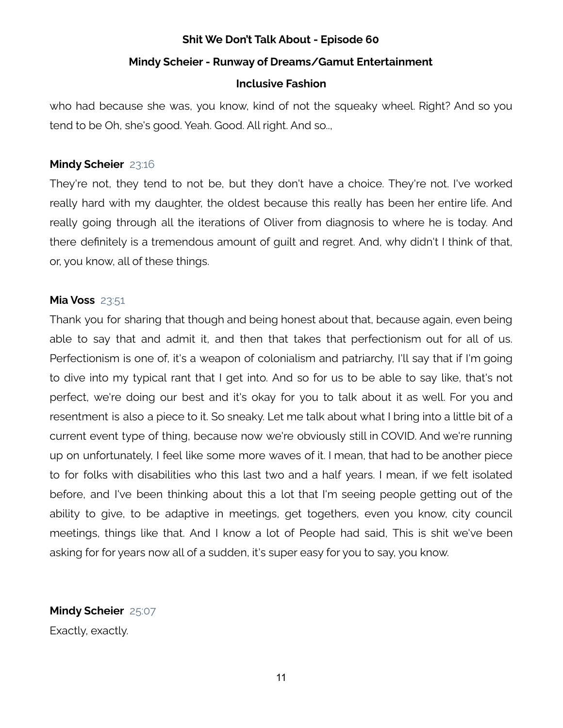who had because she was, you know, kind of not the squeaky wheel. Right? And so you tend to be Oh, she's good. Yeah. Good. All right. And so..,

**Mindy Scheier** 23:16

They're not, they tend to not be, but they don't have a choice. They're not. I've worked really hard with my daughter, the oldest because this really has been her entire life. And really going through all the iterations of Oliver from diagnosis to where he is today. And there definitely is a tremendous amount of guilt and regret. And, why didn't I think of that, or, you know, all of these things.

**Mia Voss** 23:51

Thank you for sharing that though and being honest about that, because again, even being able to say that and admit it, and then that takes that perfectionism out for all of us. Perfectionism is one of, it's a weapon of colonialism and patriarchy, I'll say that if I'm going to dive into my typical rant that I get into. And so for us to be able to say like, that's not perfect, we're doing our best and it's okay for you to talk about it as well. For you and resentment is also a piece to it. So sneaky. Let me talk about what I bring into a little bit of a current event type of thing, because now we're obviously still in COVID. And we're running up on unfortunately, I feel like some more waves of it. I mean, that had to be another piece to for folks with disabilities who this last two and a half years. I mean, if we felt isolated before, and I've been thinking about this a lot that I'm seeing people getting out of the ability to give, to be adaptive in meetings, get togethers, even you know, city council meetings, things like that. And I know a lot of People had said, This is shit we've been asking for for years now all of a sudden, it's super easy for you to say, you know.

**Mindy Scheier** 25:07

Exactly, exactly.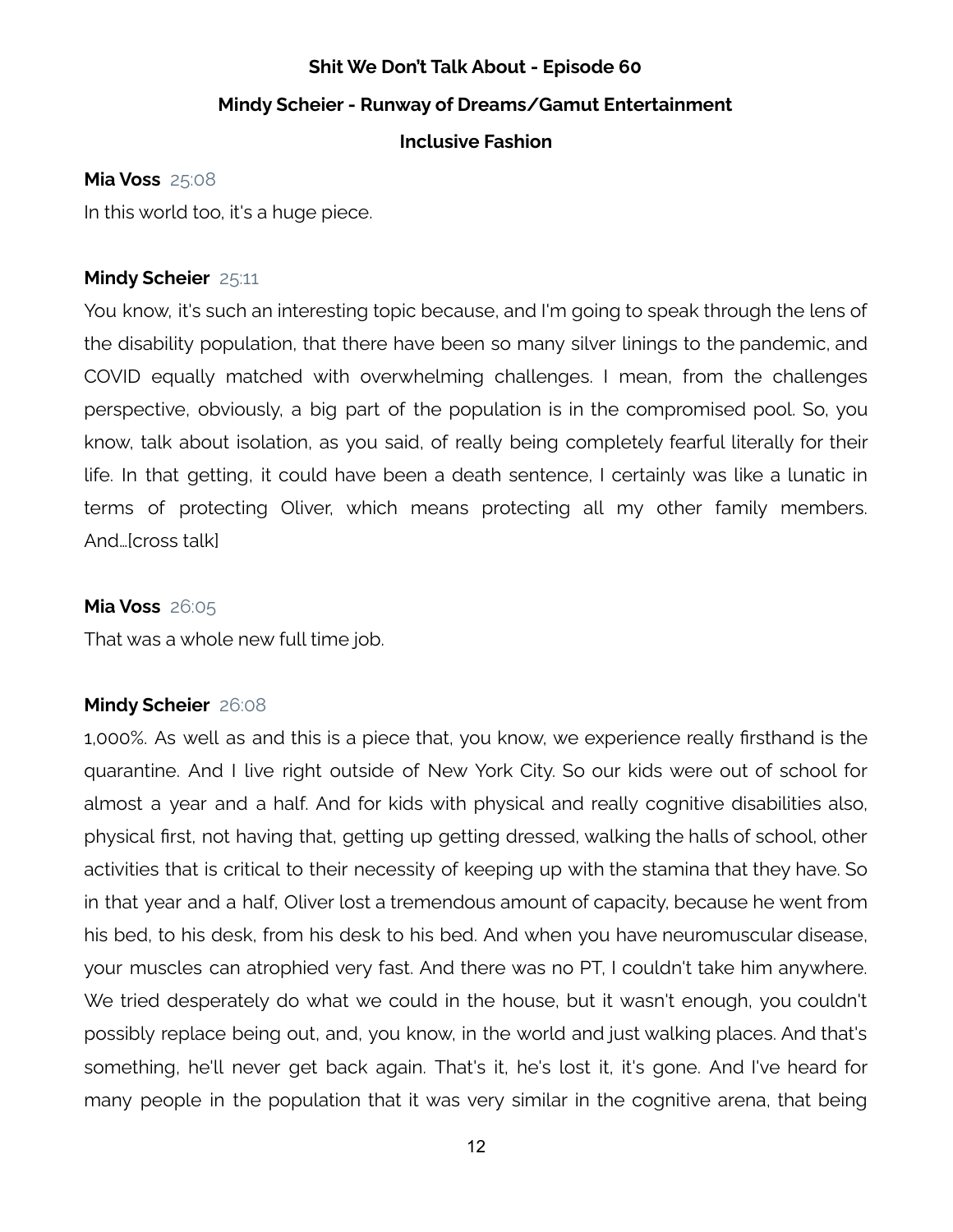**Mia Voss** 25:08

In this world too, it's a huge piece.

**Mindy Scheier** 25:11

You know, it's such an interesting topic because, and I'm going to speak through the lens of the disability population, that there have been so many silver linings to the pandemic, and COVID equally matched with overwhelming challenges. I mean, from the challenges perspective, obviously, a big part of the population is in the compromised pool. So, you know, talk about isolation, as you said, of really being completely fearful literally for their life. In that getting, it could have been a death sentence, I certainly was like a lunatic in terms of protecting Oliver, which means protecting all my other family members. And…[cross talk]

**Mia Voss** 26:05

That was a whole new full time job.

**Mindy Scheier** 26:08

1,000%. As well as and this is a piece that, you know, we experience really firsthand is the quarantine. And I live right outside of New York City. So our kids were out of school for almost a year and a half. And for kids with physical and really cognitive disabilities also, physical first, not having that, getting up getting dressed, walking the halls of school, other activities that is critical to their necessity of keeping up with the stamina that they have. So in that year and a half, Oliver lost a tremendous amount of capacity, because he went from his bed, to his desk, from his desk to his bed. And when you have neuromuscular disease, your muscles can atrophied very fast. And there was no PT, I couldn't take him anywhere. We tried desperately do what we could in the house, but it wasn't enough, you couldn't possibly replace being out, and, you know, in the world and just walking places. And that's something, he'll never get back again. That's it, he's lost it, it's gone. And I've heard for many people in the population that it was very similar in the cognitive arena, that being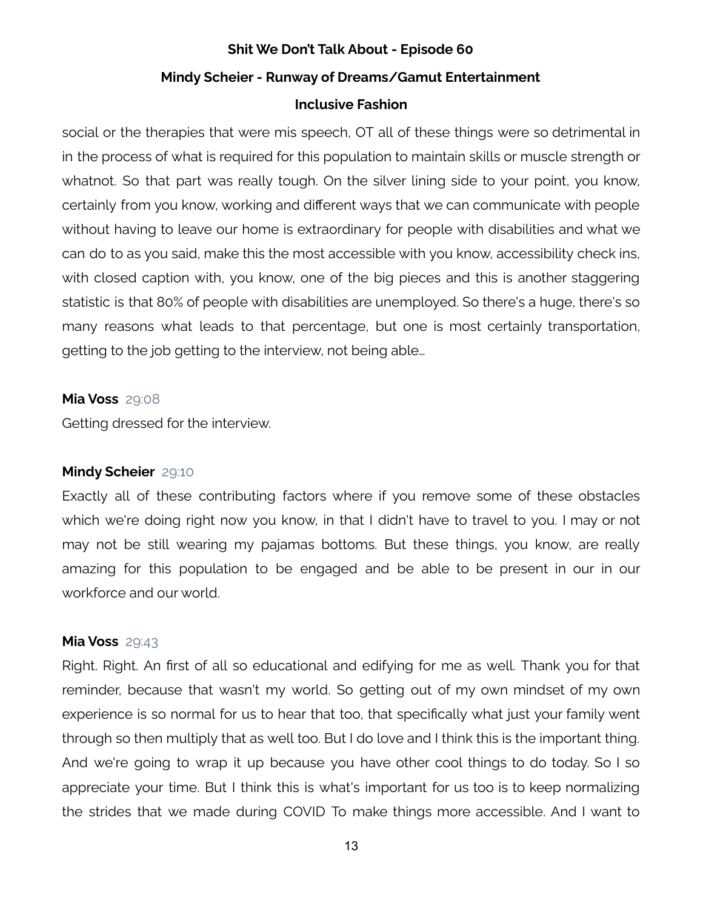social or the therapies that were mis speech, OT all of these things were so detrimental in in the process of what is required for this population to maintain skills or muscle strength or whatnot. So that part was really tough. On the silver lining side to your point, you know, certainly from you know, working and different ways that we can communicate with people without having to leave our home is extraordinary for people with disabilities and what we can do to as you said, make this the most accessible with you know, accessibility check ins, with closed caption with, you know, one of the big pieces and this is another staggering statistic is that 80% of people with disabilities are unemployed. So there's a huge, there's so many reasons what leads to that percentage, but one is most certainly transportation, getting to the job getting to the interview, not being able…

**Mia Voss** 29:08

Getting dressed for the interview.

**Mindy Scheier** 29:10

Exactly all of these contributing factors where if you remove some of these obstacles which we're doing right now you know, in that I didn't have to travel to you. I may or not may not be still wearing my pajamas bottoms. But these things, you know, are really amazing for this population to be engaged and be able to be present in our in our workforce and our world.

**Mia Voss** 29:43

Right. Right. An first of all so educational and edifying for me as well. Thank you for that reminder, because that wasn't my world. So getting out of my own mindset of my own experience is so normal for us to hear that too, that specifically what just your family went through so then multiply that as well too. But I do love and I think this is the important thing. And we're going to wrap it up because you have other cool things to do today. So I so appreciate your time. But I think this is what's important for us too is to keep normalizing the strides that we made during COVID To make things more accessible. And I want to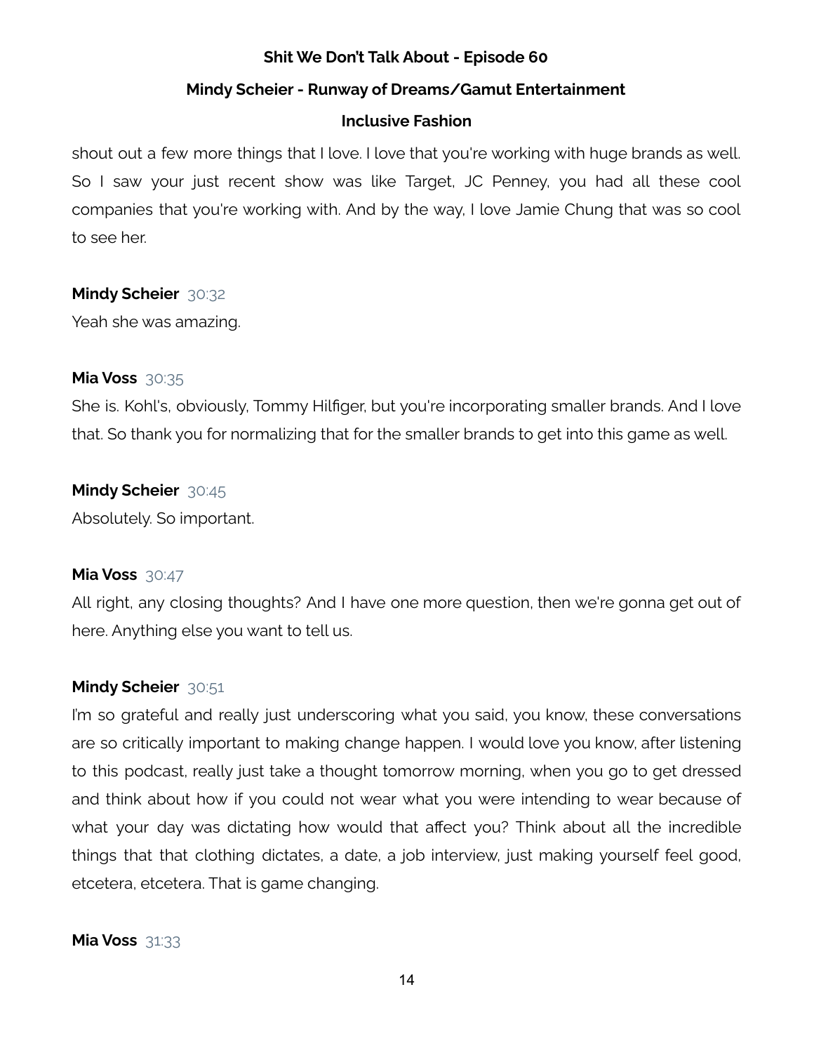shout out a few more things that I love. I love that you're working with huge brands as well. So I saw your just recent show was like Target, JC Penney, you had all these cool companies that you're working with. And by the way, I love Jamie Chung that was so cool to see her.

**Mindy Scheier** 30:32

Yeah she was amazing.

**Mia Voss** 30:35

She is. Kohl's, obviously, Tommy Hilfiger, but you're incorporating smaller brands. And I love that. So thank you for normalizing that for the smaller brands to get into this game as well.

**Mindy Scheier** 30:45

Absolutely. So important.

**Mia Voss** 30:47

All right, any closing thoughts? And I have one more question, then we're gonna get out of here. Anything else you want to tell us.

**Mindy Scheier** 30:51

I'm so grateful and really just underscoring what you said, you know, these conversations are so critically important to making change happen. I would love you know, after listening to this podcast, really just take a thought tomorrow morning, when you go to get dressed and think about how if you could not wear what you were intending to wear because of what your day was dictating how would that affect you? Think about all the incredible things that that clothing dictates, a date, a job interview, just making yourself feel good, etcetera, etcetera. That is game changing.

**Mia Voss** 31:33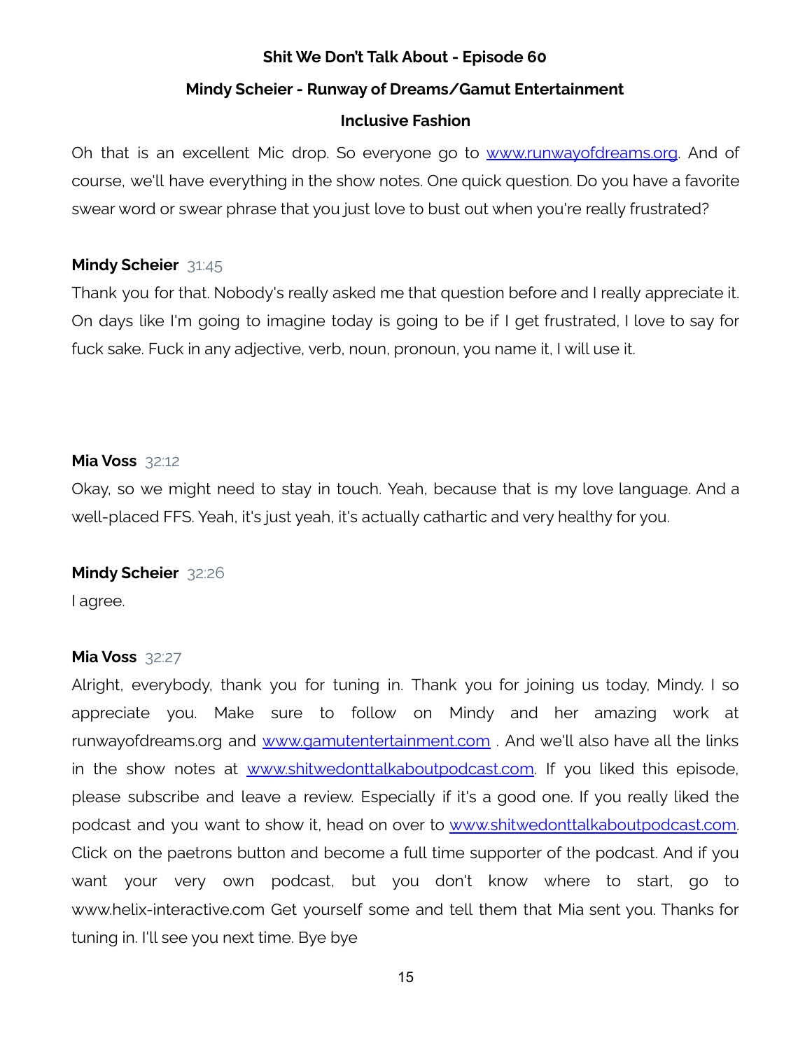**Shit We Don't Talk About - Episode 60**

**Mindy Scheier - Runway of Dreams/Gamut Entertainment**

**Inclusive Fashion**

Oh that is an excellent Mic drop. So everyone go to www.runwayofdreams.org. And of course, we'll have everything in the show notes. One quick question. Do you have a favorite swear word or swear phrase that you just love to bust out when you're really frustrated?

**Mindy Scheier** 31:45

Thank you for that. Nobody's really asked me that question before and I really appreciate it. On days like I'm going to imagine today is going to be if I get frustrated, I love to say for fuck sake. Fuck in any adjective, verb, noun, pronoun, you name it, I will use it.

**Mia Voss** 32:12

Okay, so we might need to stay in touch. Yeah, because that is my love language. And a well-placed FFS. Yeah, it's just yeah, it's actually cathartic and very healthy for you.

**Mindy Scheier** 32:26

I agree.

**Mia Voss** 32:27

Alright, everybody, thank you for tuning in. Thank you for joining us today, Mindy. I so appreciate you. Make sure to follow on Mindy and her amazing work at runwayofdreams.org and www.gamutentertainment.com . And we'll also have all the links in the show notes at www.shitwedonttalkaboutpodcast.com. If you liked this episode, please subscribe and leave a review. Especially if it's a good one. If you really liked the podcast and you want to show it, head on over to www.shitwedonttalkaboutpodcast.com. Click on the paetrons button and become a full time supporter of the podcast. And if you want your very own podcast, but you don't know where to start, go to www.helix-interactive.com Get yourself some and tell them that Mia sent you. Thanks for tuning in. I'll see you next time. Bye bye